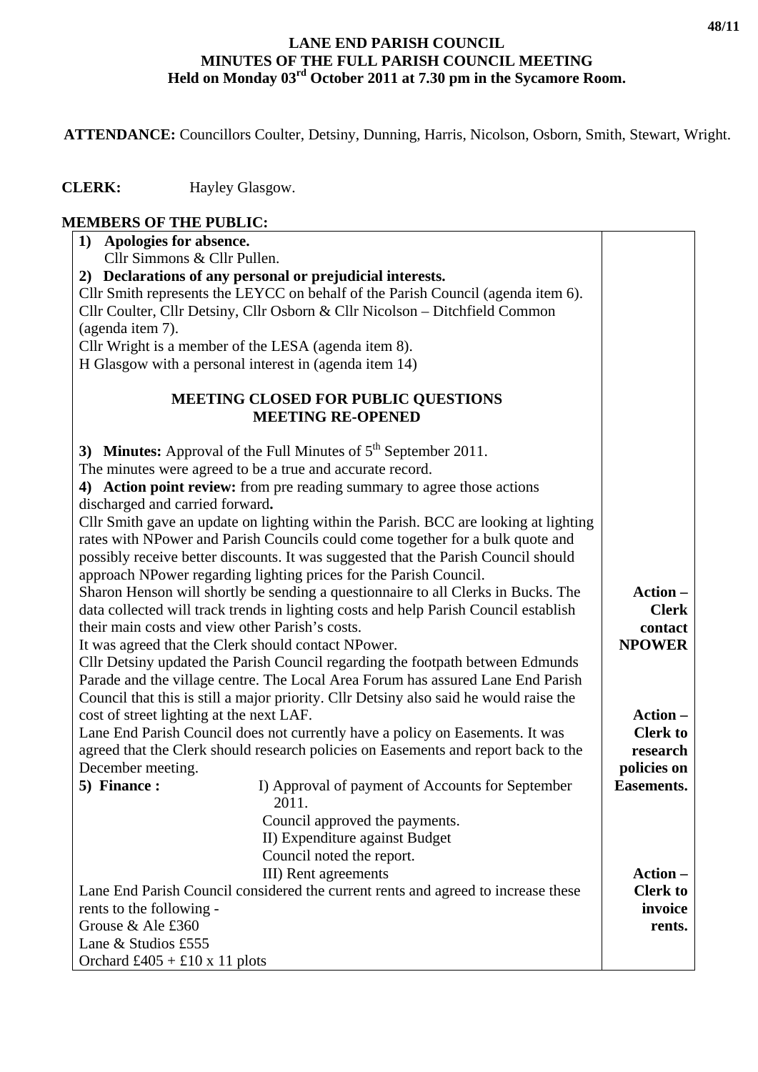# LANE END PARISH COUNCIL
## MINUTES OF THE FULL PARISH COUNCIL MEETING
### Held on Monday 03rd October 2011 at 7.30 pm in the Sycamore Room.

**ATTENDANCE:** Councillors Coulter, Detsiny, Dunning, Harris, Nicolson, Osborn, Smith, Stewart, Wright.

**CLERK:** Hayley Glasgow.

**MEMBERS OF THE PUBLIC:**

| | |
|---|---|
| **1) Apologies for absence.**<br>Cllr Simmons & Cllr Pullen.<br>**2) Declarations of any personal or prejudicial interests.**<br>Cllr Smith represents the LEYCC on behalf of the Parish Council (agenda item 6).<br>Cllr Coulter, Cllr Detsiny, Cllr Osborn & Cllr Nicolson – Ditchfield Common (agenda item 7).<br>Cllr Wright is a member of the LESA (agenda item 8).<br>H Glasgow with a personal interest in (agenda item 14)<br><br>**MEETING CLOSED FOR PUBLIC QUESTIONS**<br>**MEETING RE-OPENED** | |
| **3) Minutes:** Approval of the Full Minutes of 5th September 2011.<br>The minutes were agreed to be a true and accurate record.<br>**4) Action point review:** from pre reading summary to agree those actions discharged and carried forward**.**<br>Cllr Smith gave an update on lighting within the Parish. BCC are looking at lighting rates with NPower and Parish Councils could come together for a bulk quote and possibly receive better discounts. It was suggested that the Parish Council should approach NPower regarding lighting prices for the Parish Council.<br>Sharon Henson will shortly be sending a questionnaire to all Clerks in Bucks. The data collected will track trends in lighting costs and help Parish Council establish their main costs and view other Parish's costs.<br>It was agreed that the Clerk should contact NPower. | **Action – Clerk contact NPOWER** |
| Cllr Detsiny updated the Parish Council regarding the footpath between Edmunds Parade and the village centre. The Local Area Forum has assured Lane End Parish Council that this is still a major priority. Cllr Detsiny also said he would raise the cost of street lighting at the next LAF.<br>Lane End Parish Council does not currently have a policy on Easements. It was agreed that the Clerk should research policies on Easements and report back to the December meeting. | **Action – Clerk to research policies on Easements.** |
| **5) Finance :** I) Approval of payment of Accounts for September 2011.<br>Council approved the payments.<br>II) Expenditure against Budget<br>Council noted the report.<br>III) Rent agreements<br>Lane End Parish Council considered the current rents and agreed to increase these rents to the following -<br>Grouse & Ale £360<br>Lane & Studios £555<br>Orchard £405 + £10 x 11 plots | **Action – Clerk to invoice rents.** |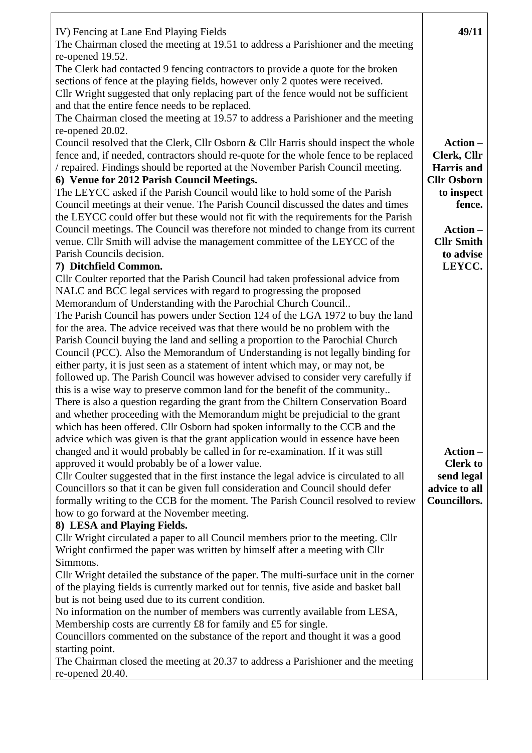| | |
|---|---|
| IV) Fencing at Lane End Playing Fields<br>The Chairman closed the meeting at 19.51 to address a Parishioner and the meeting re-opened 19.52.<br>The Clerk had contacted 9 fencing contractors to provide a quote for the broken sections of fence at the playing fields, however only 2 quotes were received.<br>Cllr Wright suggested that only replacing part of the fence would not be sufficient and that the entire fence needs to be replaced.<br>The Chairman closed the meeting at 19.57 to address a Parishioner and the meeting re-opened 20.02.<br>Council resolved that the Clerk, Cllr Osborn & Cllr Harris should inspect the whole fence and, if needed, contractors should re-quote for the whole fence to be replaced / repaired. Findings should be reported at the November Parish Council meeting. | **49/11**<br><br>**Action – Clerk, Cllr Harris and Cllr Osborn to inspect fence.** |
| **6) Venue for 2012 Parish Council Meetings.**<br>The LEYCC asked if the Parish Council would like to hold some of the Parish Council meetings at their venue. The Parish Council discussed the dates and times the LEYCC could offer but these would not fit with the requirements for the Parish Council meetings. The Council was therefore not minded to change from its current venue. Cllr Smith will advise the management committee of the LEYCC of the Parish Councils decision. | **Action – Cllr Smith to advise LEYCC.** |
| **7) Ditchfield Common.**<br>Cllr Coulter reported that the Parish Council had taken professional advice from NALC and BCC legal services with regard to progressing the proposed Memorandum of Understanding with the Parochial Church Council..<br>The Parish Council has powers under Section 124 of the LGA 1972 to buy the land for the area. The advice received was that there would be no problem with the Parish Council buying the land and selling a proportion to the Parochial Church Council (PCC). Also the Memorandum of Understanding is not legally binding for either party, it is just seen as a statement of intent which may, or may not, be followed up. The Parish Council was however advised to consider very carefully if this is a wise way to preserve common land for the benefit of the community..<br>There is also a question regarding the grant from the Chiltern Conservation Board and whether proceeding with the Memorandum might be prejudicial to the grant which has been offered. Cllr Osborn had spoken informally to the CCB and the advice which was given is that the grant application would in essence have been changed and it would probably be called in for re-examination. If it was still approved it would probably be of a lower value.<br>Cllr Coulter suggested that in the first instance the legal advice is circulated to all Councillors so that it can be given full consideration and Council should defer formally writing to the CCB for the moment. The Parish Council resolved to review how to go forward at the November meeting. | **Action – Clerk to send legal advice to all Councillors.** |
| **8) LESA and Playing Fields.**<br>Cllr Wright circulated a paper to all Council members prior to the meeting. Cllr Wright confirmed the paper was written by himself after a meeting with Cllr Simmons.<br>Cllr Wright detailed the substance of the paper. The multi-surface unit in the corner of the playing fields is currently marked out for tennis, five aside and basket ball but is not being used due to its current condition.<br>No information on the number of members was currently available from LESA, Membership costs are currently £8 for family and £5 for single.<br>Councillors commented on the substance of the report and thought it was a good starting point.<br>The Chairman closed the meeting at 20.37 to address a Parishioner and the meeting re-opened 20.40. | |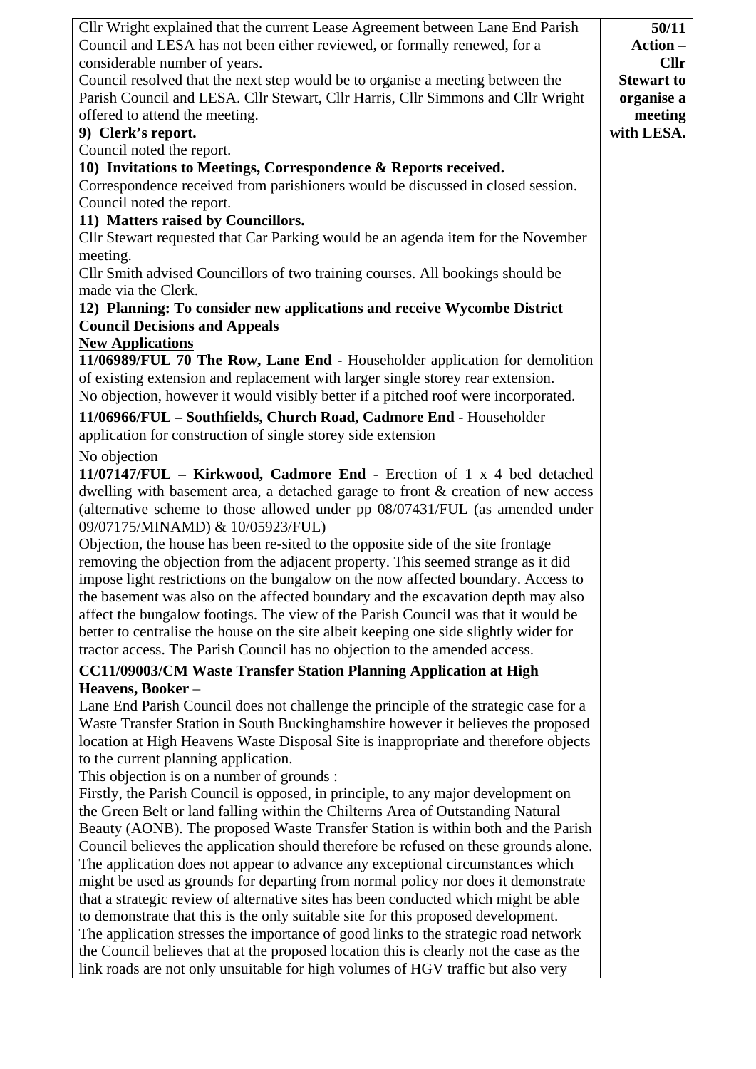| | |
|---|---|
| Cllr Wright explained that the current Lease Agreement between Lane End Parish Council and LESA has not been either reviewed, or formally renewed, for a considerable number of years.<br>Council resolved that the next step would be to organise a meeting between the Parish Council and LESA. Cllr Stewart, Cllr Harris, Cllr Simmons and Cllr Wright offered to attend the meeting.<br>**9) Clerk's report.**<br>Council noted the report.<br>**10) Invitations to Meetings, Correspondence & Reports received.**<br>Correspondence received from parishioners would be discussed in closed session. Council noted the report.<br>**11) Matters raised by Councillors.**<br>Cllr Stewart requested that Car Parking would be an agenda item for the November meeting.<br>Cllr Smith advised Councillors of two training courses. All bookings should be made via the Clerk.<br>**12) Planning: To consider new applications and receive Wycombe District Council Decisions and Appeals**<br>**New Applications**<br>**11/06989/FUL 70 The Row, Lane End** - Householder application for demolition of existing extension and replacement with larger single storey rear extension.<br>No objection, however it would visibly better if a pitched roof were incorporated.<br>**11/06966/FUL – Southfields, Church Road, Cadmore End** - Householder application for construction of single storey side extension<br>No objection<br>**11/07147/FUL – Kirkwood, Cadmore End** - Erection of 1 x 4 bed detached dwelling with basement area, a detached garage to front & creation of new access (alternative scheme to those allowed under pp 08/07431/FUL (as amended under 09/07175/MINAMD) & 10/05923/FUL)<br>Objection, the house has been re-sited to the opposite side of the site frontage removing the objection from the adjacent property. This seemed strange as it did impose light restrictions on the bungalow on the now affected boundary. Access to the basement was also on the affected boundary and the excavation depth may also affect the bungalow footings. The view of the Parish Council was that it would be better to centralise the house on the site albeit keeping one side slightly wider for tractor access. The Parish Council has no objection to the amended access.<br>**CC11/09003/CM Waste Transfer Station Planning Application at High Heavens, Booker** –<br>Lane End Parish Council does not challenge the principle of the strategic case for a Waste Transfer Station in South Buckinghamshire however it believes the proposed location at High Heavens Waste Disposal Site is inappropriate and therefore objects to the current planning application.<br>This objection is on a number of grounds :<br>Firstly, the Parish Council is opposed, in principle, to any major development on the Green Belt or land falling within the Chilterns Area of Outstanding Natural Beauty (AONB). The proposed Waste Transfer Station is within both and the Parish Council believes the application should therefore be refused on these grounds alone. The application does not appear to advance any exceptional circumstances which might be used as grounds for departing from normal policy nor does it demonstrate that a strategic review of alternative sites has been conducted which might be able to demonstrate that this is the only suitable site for this proposed development.<br>The application stresses the importance of good links to the strategic road network the Council believes that at the proposed location this is clearly not the case as the link roads are not only unsuitable for high volumes of HGV traffic but also very | **50/11**<br>**Action – Cllr Stewart to organise a meeting with LESA.** |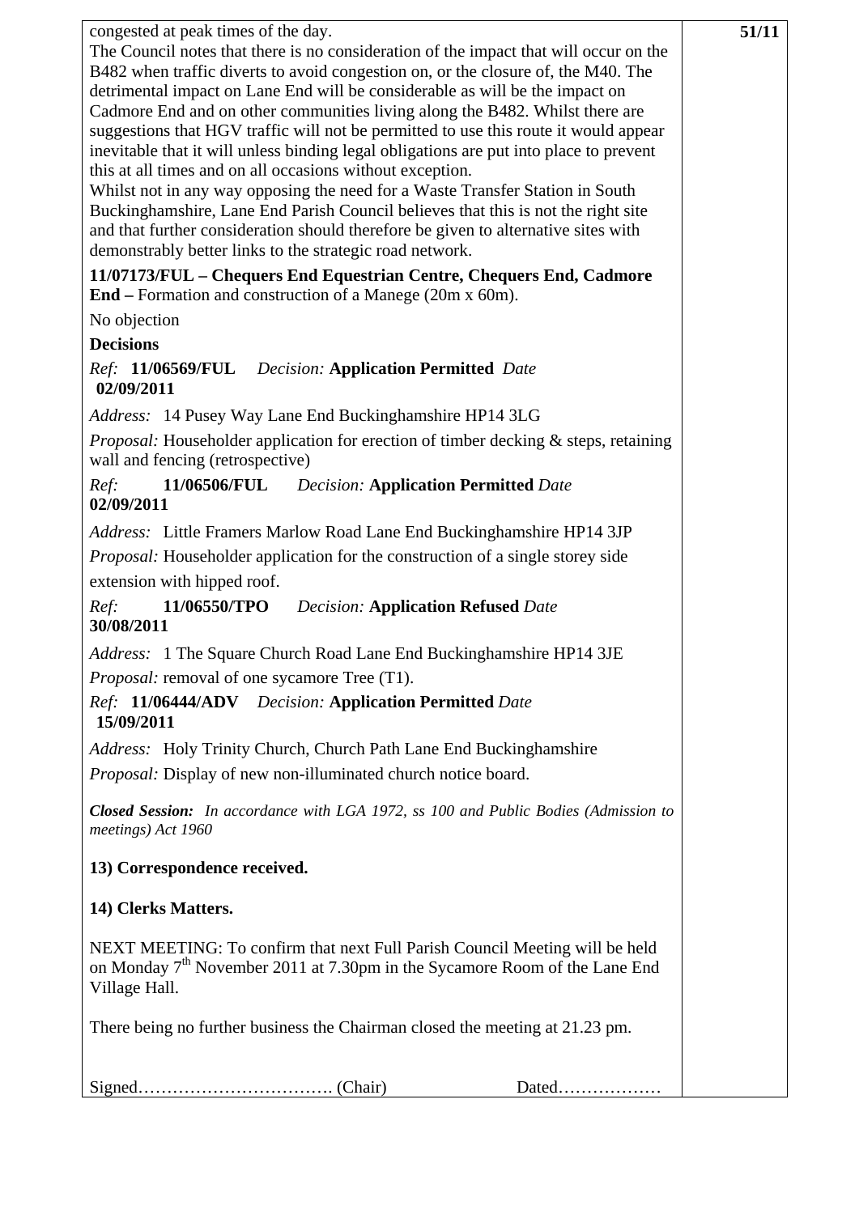congested at peak times of the day.
The Council notes that there is no consideration of the impact that will occur on the B482 when traffic diverts to avoid congestion on, or the closure of, the M40. The detrimental impact on Lane End will be considerable as will be the impact on Cadmore End and on other communities living along the B482. Whilst there are suggestions that HGV traffic will not be permitted to use this route it would appear inevitable that it will unless binding legal obligations are put into place to prevent this at all times and on all occasions without exception.
Whilst not in any way opposing the need for a Waste Transfer Station in South Buckinghamshire, Lane End Parish Council believes that this is not the right site and that further consideration should therefore be given to alternative sites with demonstrably better links to the strategic road network.

**11/07173/FUL – Chequers End Equestrian Centre, Chequers End, Cadmore End –** Formation and construction of a Manege (20m x 60m).

No objection

**Decisions**

*Ref:* **11/06569/FUL** *Decision:* **Application Permitted** *Date* **02/09/2011**

*Address:* 14 Pusey Way Lane End Buckinghamshire HP14 3LG

*Proposal:* Householder application for erection of timber decking & steps, retaining wall and fencing (retrospective)

*Ref:* **11/06506/FUL** *Decision:* **Application Permitted** *Date* **02/09/2011**

*Address:* Little Framers Marlow Road Lane End Buckinghamshire HP14 3JP

*Proposal:* Householder application for the construction of a single storey side extension with hipped roof.

*Ref:* **11/06550/TPO** *Decision:* **Application Refused** *Date* **30/08/2011**

*Address:* 1 The Square Church Road Lane End Buckinghamshire HP14 3JE

*Proposal:* removal of one sycamore Tree (T1).

*Ref:* **11/06444/ADV** *Decision:* **Application Permitted** *Date* **15/09/2011**

*Address:* Holy Trinity Church, Church Path Lane End Buckinghamshire

*Proposal:* Display of new non-illuminated church notice board.

***Closed Session:*** *In accordance with LGA 1972, ss 100 and Public Bodies (Admission to meetings) Act 1960*

**13) Correspondence received.**

**14) Clerks Matters.**

NEXT MEETING: To confirm that next Full Parish Council Meeting will be held on Monday 7th November 2011 at 7.30pm in the Sycamore Room of the Lane End Village Hall.

There being no further business the Chairman closed the meeting at 21.23 pm.

Signed……………………………. (Chair) Dated………………